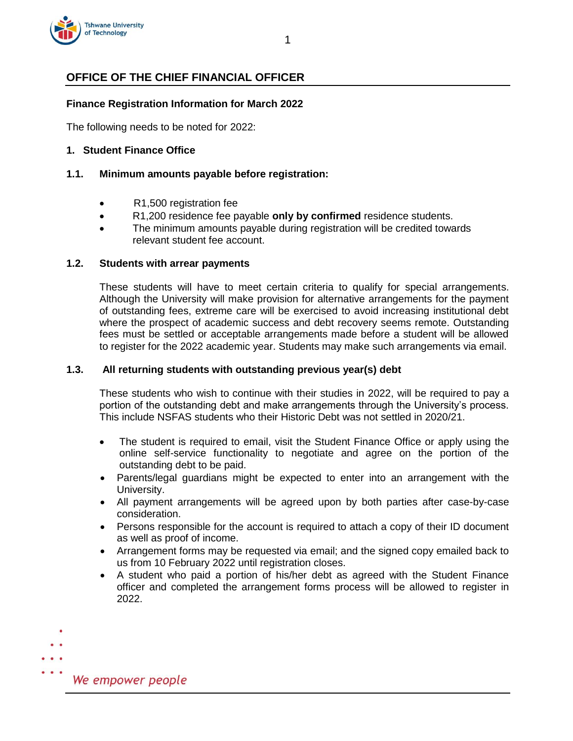# OFFICE OF THE CHIEF FINANCIAL OFFICER

**Finance Registration Information for March 2022**

The following needs to be noted for 2022:

## 1. Student Finance Office

### 1.1. Minimum amounts payable before registration:

- R1,500 registration fee
- R1,200 residence fee payable **only by confirmed** residence students.
- The minimum amounts payable during registration will be credited towards relevant student fee account.

### 1.2. Students with arrear payments

These students will have to meet certain criteria to qualify for special arrangements. Although the University will make provision for alternative arrangements for the payment of outstanding fees, extreme care will be exercised to avoid increasing institutional debt where the prospect of academic success and debt recovery seems remote. Outstanding fees must be settled or acceptable arrangements made before a student will be allowed to register for the 2022 academic year. Students may make such arrangements via email.

### 1.3. All returning students with outstanding previous year(s) debt

These students who wish to continue with their studies in 2022, will be required to pay a portion of the outstanding debt and make arrangements through the University's process. This include NSFAS students who their Historic Debt was not settled in 2020/21.

- The student is required to email, visit the Student Finance Office or apply using the online self-service functionality to negotiate and agree on the portion of the outstanding debt to be paid.
- Parents/legal guardians might be expected to enter into an arrangement with the University.
- All payment arrangements will be agreed upon by both parties after case-by-case consideration.
- Persons responsible for the account is required to attach a copy of their ID document as well as proof of income.
- Arrangement forms may be requested via email; and the signed copy emailed back to us from 10 February 2022 until registration closes.
- A student who paid a portion of his/her debt as agreed with the Student Finance officer and completed the arrangement forms process will be allowed to register in 2022.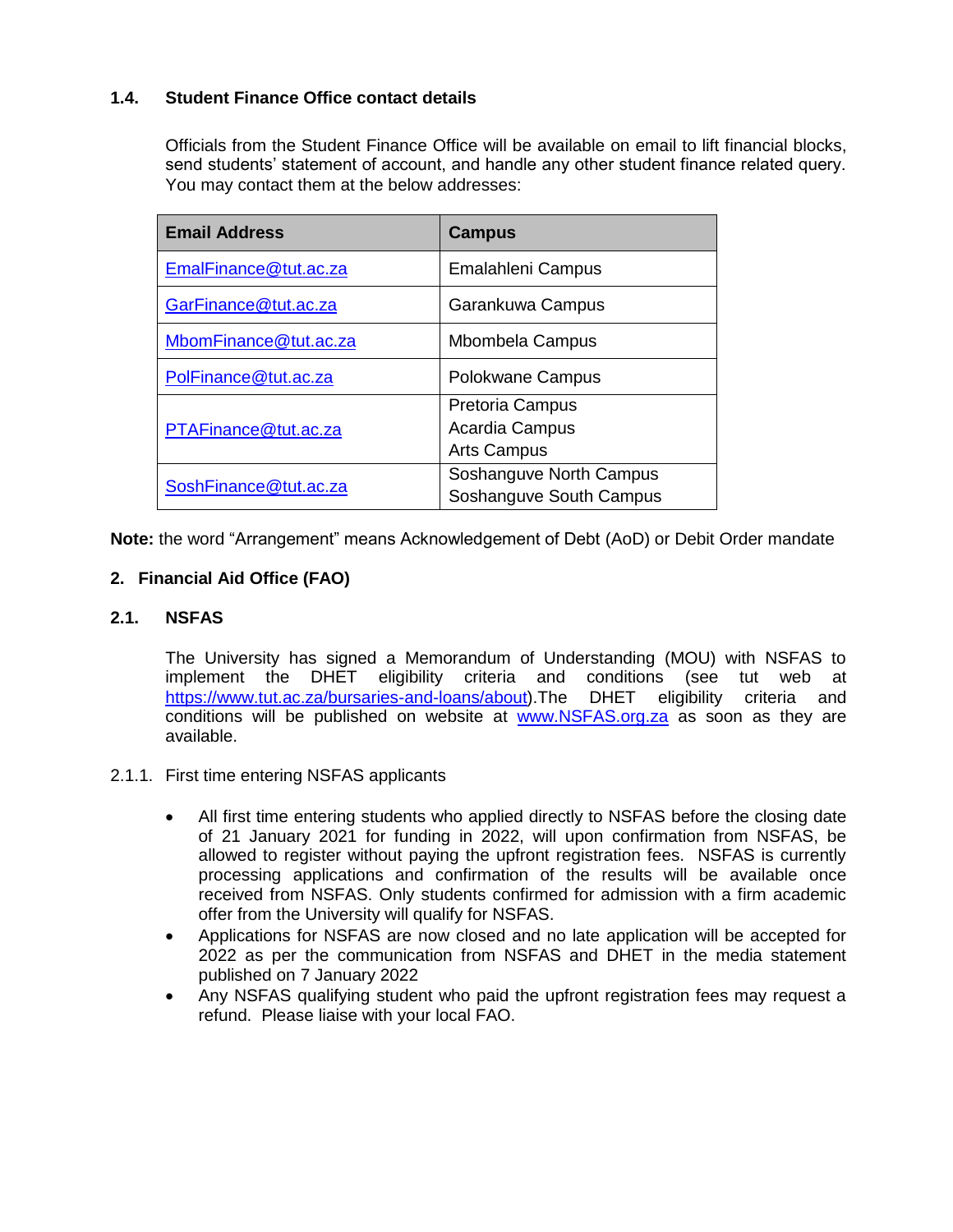### 1.4. Student Finance Office contact details

Officials from the Student Finance Office will be available on email to lift financial blocks, send students' statement of account, and handle any other student finance related query. You may contact them at the below addresses:

| Email Address | Campus |
|---|---|
| EmalFinance@tut.ac.za | Emalahleni Campus |
| GarFinance@tut.ac.za | Garankuwa Campus |
| MbomFinance@tut.ac.za | Mbombela Campus |
| PolFinance@tut.ac.za | Polokwane Campus |
| PTAFinance@tut.ac.za | Pretoria Campus<br>Acardia Campus<br>Arts Campus |
| SoshFinance@tut.ac.za | Soshanguve North Campus<br>Soshanguve South Campus |

**Note:** the word "Arrangement" means Acknowledgement of Debt (AoD) or Debit Order mandate

## 2. Financial Aid Office (FAO)

### 2.1. NSFAS

The University has signed a Memorandum of Understanding (MOU) with NSFAS to implement the DHET eligibility criteria and conditions (see tut web at https://www.tut.ac.za/bursaries-and-loans/about).The DHET eligibility criteria and conditions will be published on website at www.NSFAS.org.za as soon as they are available.

2.1.1. First time entering NSFAS applicants

- All first time entering students who applied directly to NSFAS before the closing date of 21 January 2021 for funding in 2022, will upon confirmation from NSFAS, be allowed to register without paying the upfront registration fees. NSFAS is currently processing applications and confirmation of the results will be available once received from NSFAS. Only students confirmed for admission with a firm academic offer from the University will qualify for NSFAS.
- Applications for NSFAS are now closed and no late application will be accepted for 2022 as per the communication from NSFAS and DHET in the media statement published on 7 January 2022
- Any NSFAS qualifying student who paid the upfront registration fees may request a refund. Please liaise with your local FAO.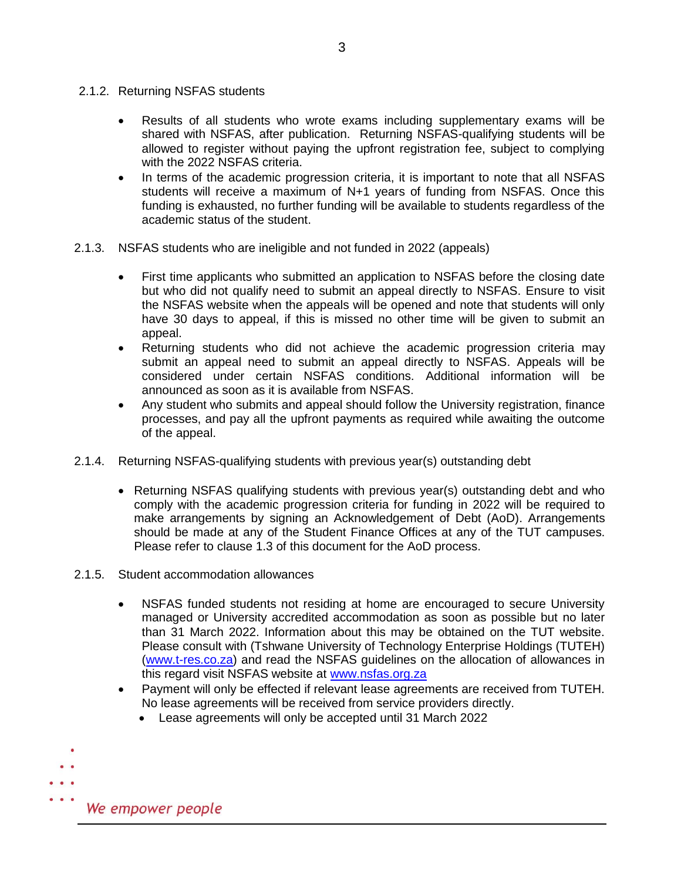### 2.1.2. Returning NSFAS students

- Results of all students who wrote exams including supplementary exams will be shared with NSFAS, after publication. Returning NSFAS-qualifying students will be allowed to register without paying the upfront registration fee, subject to complying with the 2022 NSFAS criteria.
- In terms of the academic progression criteria, it is important to note that all NSFAS students will receive a maximum of N+1 years of funding from NSFAS. Once this funding is exhausted, no further funding will be available to students regardless of the academic status of the student.

### 2.1.3. NSFAS students who are ineligible and not funded in 2022 (appeals)

- First time applicants who submitted an application to NSFAS before the closing date but who did not qualify need to submit an appeal directly to NSFAS. Ensure to visit the NSFAS website when the appeals will be opened and note that students will only have 30 days to appeal, if this is missed no other time will be given to submit an appeal.
- Returning students who did not achieve the academic progression criteria may submit an appeal need to submit an appeal directly to NSFAS. Appeals will be considered under certain NSFAS conditions. Additional information will be announced as soon as it is available from NSFAS.
- Any student who submits and appeal should follow the University registration, finance processes, and pay all the upfront payments as required while awaiting the outcome of the appeal.

### 2.1.4. Returning NSFAS-qualifying students with previous year(s) outstanding debt

- Returning NSFAS qualifying students with previous year(s) outstanding debt and who comply with the academic progression criteria for funding in 2022 will be required to make arrangements by signing an Acknowledgement of Debt (AoD). Arrangements should be made at any of the Student Finance Offices at any of the TUT campuses. Please refer to clause 1.3 of this document for the AoD process.

### 2.1.5. Student accommodation allowances

- NSFAS funded students not residing at home are encouraged to secure University managed or University accredited accommodation as soon as possible but no later than 31 March 2022. Information about this may be obtained on the TUT website. Please consult with (Tshwane University of Technology Enterprise Holdings (TUTEH) (www.t-res.co.za) and read the NSFAS guidelines on the allocation of allowances in this regard visit NSFAS website at www.nsfas.org.za
- Payment will only be effected if relevant lease agreements are received from TUTEH. No lease agreements will be received from service providers directly.
  - Lease agreements will only be accepted until 31 March 2022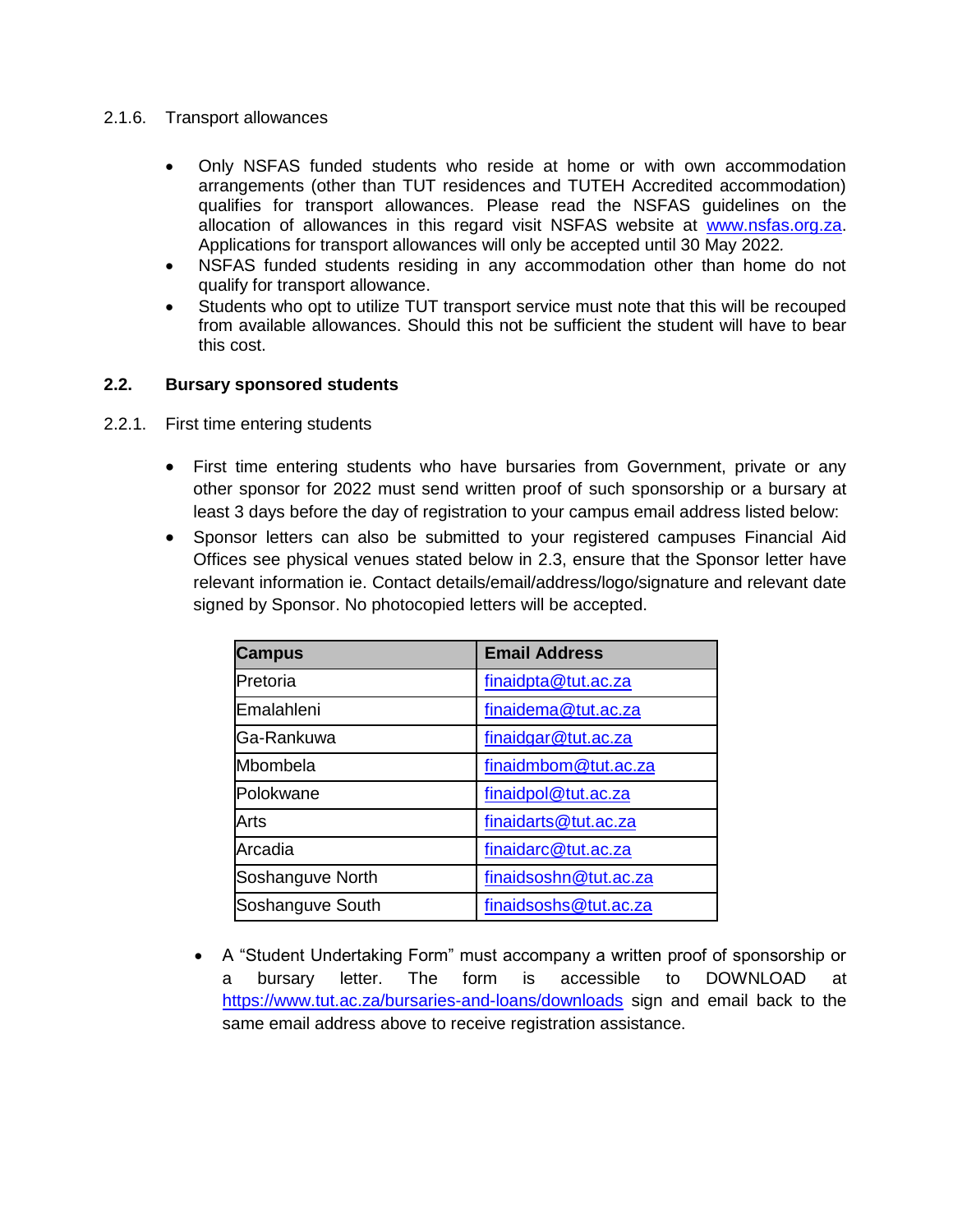2.1.6. Transport allowances

- Only NSFAS funded students who reside at home or with own accommodation arrangements (other than TUT residences and TUTEH Accredited accommodation) qualifies for transport allowances. Please read the NSFAS guidelines on the allocation of allowances in this regard visit NSFAS website at [www.nsfas.org.za](http://www.nsfas.org.za). Applications for transport allowances will only be accepted until 30 May 2022.
- NSFAS funded students residing in any accommodation other than home do not qualify for transport allowance.
- Students who opt to utilize TUT transport service must note that this will be recouped from available allowances. Should this not be sufficient the student will have to bear this cost.

## 2.2. Bursary sponsored students

2.2.1. First time entering students

- First time entering students who have bursaries from Government, private or any other sponsor for 2022 must send written proof of such sponsorship or a bursary at least 3 days before the day of registration to your campus email address listed below:
- Sponsor letters can also be submitted to your registered campuses Financial Aid Offices see physical venues stated below in 2.3, ensure that the Sponsor letter have relevant information ie. Contact details/email/address/logo/signature and relevant date signed by Sponsor. No photocopied letters will be accepted.

| Campus | Email Address |
|---|---|
| Pretoria | finaidpta@tut.ac.za |
| Emalahleni | finaidema@tut.ac.za |
| Ga-Rankuwa | finaidgar@tut.ac.za |
| Mbombela | finaidmbom@tut.ac.za |
| Polokwane | finaidpol@tut.ac.za |
| Arts | finaidarts@tut.ac.za |
| Arcadia | finaidarc@tut.ac.za |
| Soshanguve North | finaidsoshn@tut.ac.za |
| Soshanguve South | finaidsoshs@tut.ac.za |

- A "Student Undertaking Form" must accompany a written proof of sponsorship or a bursary letter. The form is accessible to DOWNLOAD at [https://www.tut.ac.za/bursaries-and-loans/downloads](https://www.tut.ac.za/bursaries-and-loans/downloads) sign and email back to the same email address above to receive registration assistance.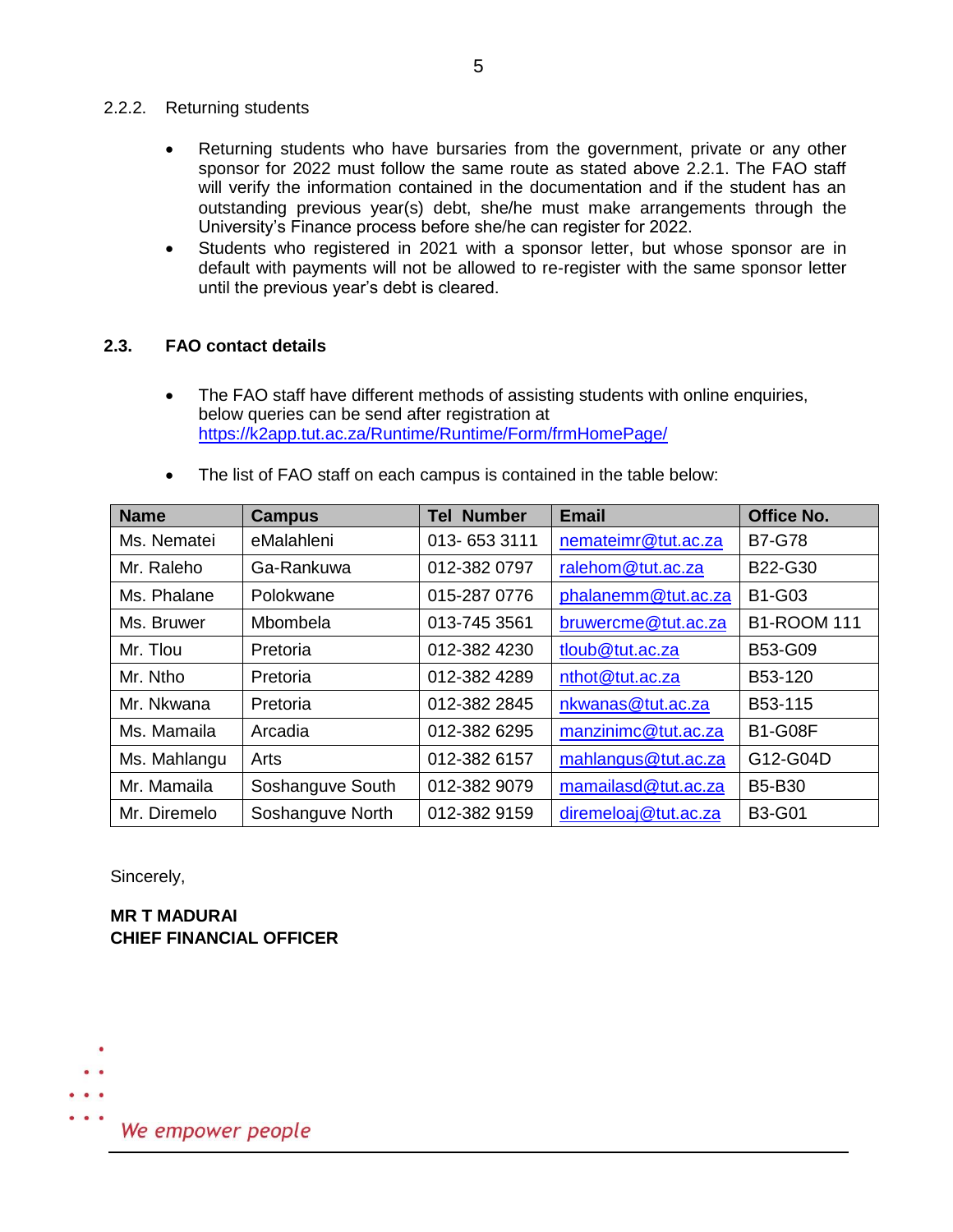2.2.2. Returning students

- Returning students who have bursaries from the government, private or any other sponsor for 2022 must follow the same route as stated above 2.2.1. The FAO staff will verify the information contained in the documentation and if the student has an outstanding previous year(s) debt, she/he must make arrangements through the University's Finance process before she/he can register for 2022.
- Students who registered in 2021 with a sponsor letter, but whose sponsor are in default with payments will not be allowed to re-register with the same sponsor letter until the previous year's debt is cleared.

## 2.3. FAO contact details

- The FAO staff have different methods of assisting students with online enquiries, below queries can be send after registration at https://k2app.tut.ac.za/Runtime/Runtime/Form/frmHomePage/
- The list of FAO staff on each campus is contained in the table below:

| Name | Campus | Tel Number | Email | Office No. |
|---|---|---|---|---|
| Ms. Nematei | eMalahleni | 013- 653 3111 | nemateimr@tut.ac.za | B7-G78 |
| Mr. Raleho | Ga-Rankuwa | 012-382 0797 | ralehom@tut.ac.za | B22-G30 |
| Ms. Phalane | Polokwane | 015-287 0776 | phalanemm@tut.ac.za | B1-G03 |
| Ms. Bruwer | Mbombela | 013-745 3561 | bruwercme@tut.ac.za | B1-ROOM 111 |
| Mr. Tlou | Pretoria | 012-382 4230 | tloub@tut.ac.za | B53-G09 |
| Mr. Ntho | Pretoria | 012-382 4289 | nthot@tut.ac.za | B53-120 |
| Mr. Nkwana | Pretoria | 012-382 2845 | nkwanas@tut.ac.za | B53-115 |
| Ms. Mamaila | Arcadia | 012-382 6295 | manzinimc@tut.ac.za | B1-G08F |
| Ms. Mahlangu | Arts | 012-382 6157 | mahlangus@tut.ac.za | G12-G04D |
| Mr. Mamaila | Soshanguve South | 012-382 9079 | mamailasd@tut.ac.za | B5-B30 |
| Mr. Diremelo | Soshanguve North | 012-382 9159 | diremeloaj@tut.ac.za | B3-G01 |

Sincerely,

**MR T MADURAI**
**CHIEF FINANCIAL OFFICER**